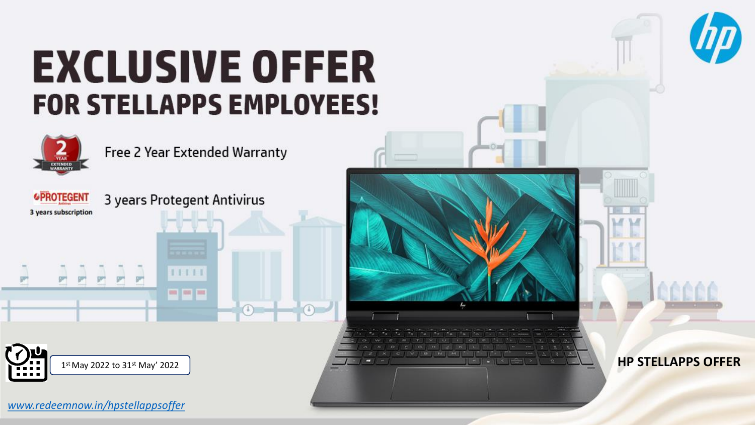# EXCLUSIVE OFFER
## FOR STELLAPPS EMPLOYEES!

- Free 2 Year Extended Warranty
- 3 years Protegent Antivirus (3 years subscription)

1st May 2022 to 31st May' 2022

**HP STELLAPPS OFFER**

*www.redeemnow.in/hpstellappsoffer*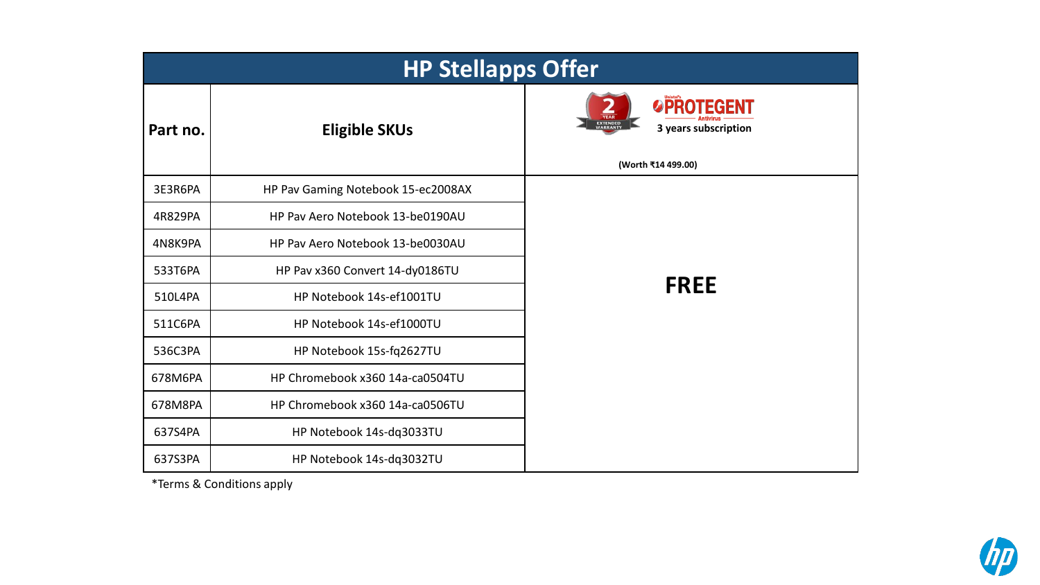# HP Stellapps Offer

| Part no. | Eligible SKUs | 2 Year Extended Warranty + PROTEGENT Antivirus 3 years subscription (Worth ₹14 499.00) |
|---|---|---|
| 3E3R6PA | HP Pav Gaming Notebook 15-ec2008AX | FREE |
| 4R829PA | HP Pav Aero Notebook 13-be0190AU | |
| 4N8K9PA | HP Pav Aero Notebook 13-be0030AU | |
| 533T6PA | HP Pav x360 Convert 14-dy0186TU | |
| 510L4PA | HP Notebook 14s-ef1001TU | |
| 511C6PA | HP Notebook 14s-ef1000TU | |
| 536C3PA | HP Notebook 15s-fq2627TU | |
| 678M6PA | HP Chromebook x360 14a-ca0504TU | |
| 678M8PA | HP Chromebook x360 14a-ca0506TU | |
| 637S4PA | HP Notebook 14s-dq3033TU | |
| 637S3PA | HP Notebook 14s-dq3032TU | |

*Terms & Conditions apply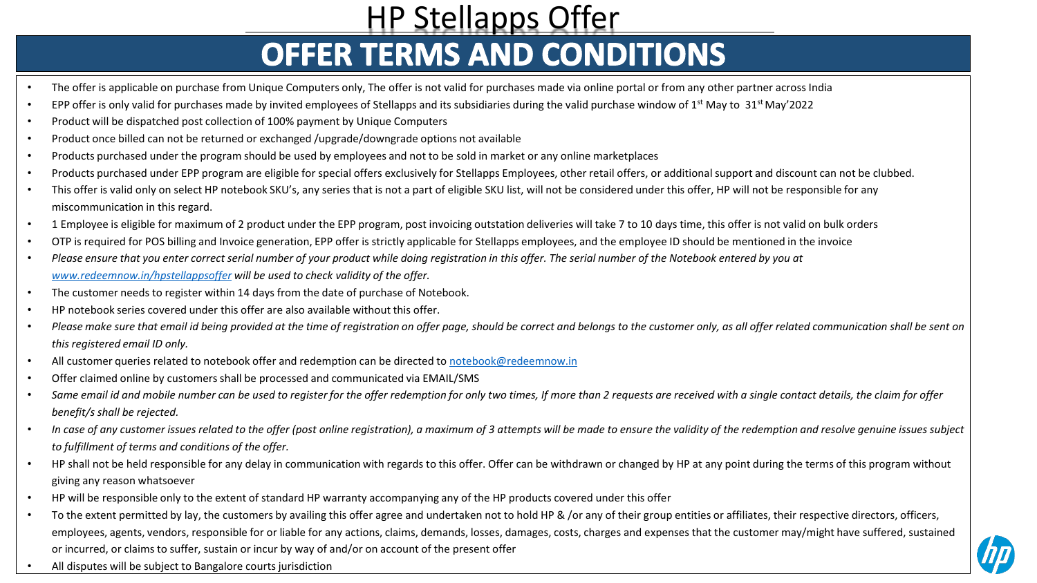# HP Stellapps Offer

## OFFER TERMS AND CONDITIONS

- The offer is applicable on purchase from Unique Computers only, The offer is not valid for purchases made via online portal or from any other partner across India
- EPP offer is only valid for purchases made by invited employees of Stellapps and its subsidiaries during the valid purchase window of 1st May to 31st May'2022
- Product will be dispatched post collection of 100% payment by Unique Computers
- Product once billed can not be returned or exchanged /upgrade/downgrade options not available
- Products purchased under the program should be used by employees and not to be sold in market or any online marketplaces
- Products purchased under EPP program are eligible for special offers exclusively for Stellapps Employees, other retail offers, or additional support and discount can not be clubbed.
- This offer is valid only on select HP notebook SKU's, any series that is not a part of eligible SKU list, will not be considered under this offer, HP will not be responsible for any miscommunication in this regard.
- 1 Employee is eligible for maximum of 2 product under the EPP program, post invoicing outstation deliveries will take 7 to 10 days time, this offer is not valid on bulk orders
- OTP is required for POS billing and Invoice generation, EPP offer is strictly applicable for Stellapps employees, and the employee ID should be mentioned in the invoice
- *Please ensure that you enter correct serial number of your product while doing registration in this offer. The serial number of the Notebook entered by you at [www.redeemnow.in/hpstellappsoffer](www.redeemnow.in/hpstellappsoffer) will be used to check validity of the offer.*
- The customer needs to register within 14 days from the date of purchase of Notebook.
- HP notebook series covered under this offer are also available without this offer.
- *Please make sure that email id being provided at the time of registration on offer page, should be correct and belongs to the customer only, as all offer related communication shall be sent on this registered email ID only.*
- All customer queries related to notebook offer and redemption can be directed to [notebook@redeemnow.in](mailto:notebook@redeemnow.in)
- Offer claimed online by customers shall be processed and communicated via EMAIL/SMS
- *Same email id and mobile number can be used to register for the offer redemption for only two times, If more than 2 requests are received with a single contact details, the claim for offer benefit/s shall be rejected.*
- *In case of any customer issues related to the offer (post online registration), a maximum of 3 attempts will be made to ensure the validity of the redemption and resolve genuine issues subject to fulfillment of terms and conditions of the offer.*
- HP shall not be held responsible for any delay in communication with regards to this offer. Offer can be withdrawn or changed by HP at any point during the terms of this program without giving any reason whatsoever
- HP will be responsible only to the extent of standard HP warranty accompanying any of the HP products covered under this offer
- To the extent permitted by lay, the customers by availing this offer agree and undertaken not to hold HP & /or any of their group entities or affiliates, their respective directors, officers, employees, agents, vendors, responsible for or liable for any actions, claims, demands, losses, damages, costs, charges and expenses that the customer may/might have suffered, sustained or incurred, or claims to suffer, sustain or incur by way of and/or on account of the present offer
- All disputes will be subject to Bangalore courts jurisdiction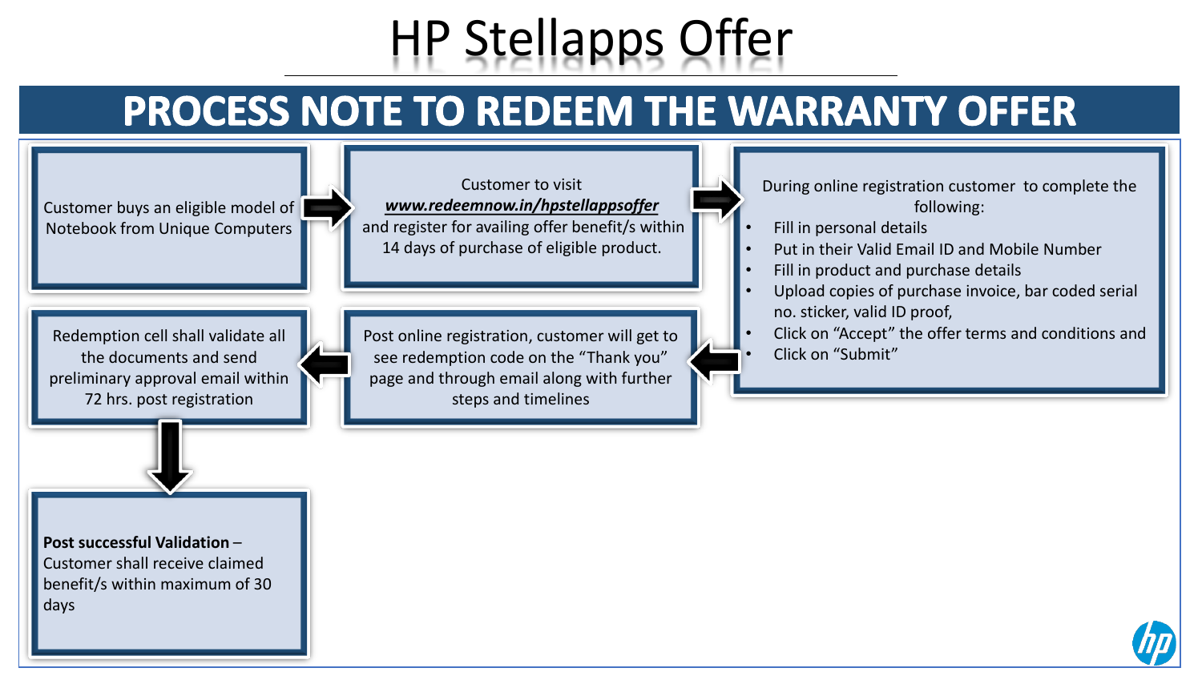# HP Stellapps Offer

## PROCESS NOTE TO REDEEM THE WARRANTY OFFER

Customer buys an eligible model of Notebook from Unique Computers

Customer to visit ***www.redeemnow.in/hpstellappsoffer*** and register for availing offer benefit/s within 14 days of purchase of eligible product.

During online registration customer to complete the following:

- Fill in personal details
- Put in their Valid Email ID and Mobile Number
- Fill in product and purchase details
- Upload copies of purchase invoice, bar coded serial no. sticker, valid ID proof,
- Click on "Accept" the offer terms and conditions and
- Click on "Submit"

Post online registration, customer will get to see redemption code on the "Thank you" page and through email along with further steps and timelines

Redemption cell shall validate all the documents and send preliminary approval email within 72 hrs. post registration

**Post successful Validation** – Customer shall receive claimed benefit/s within maximum of 30 days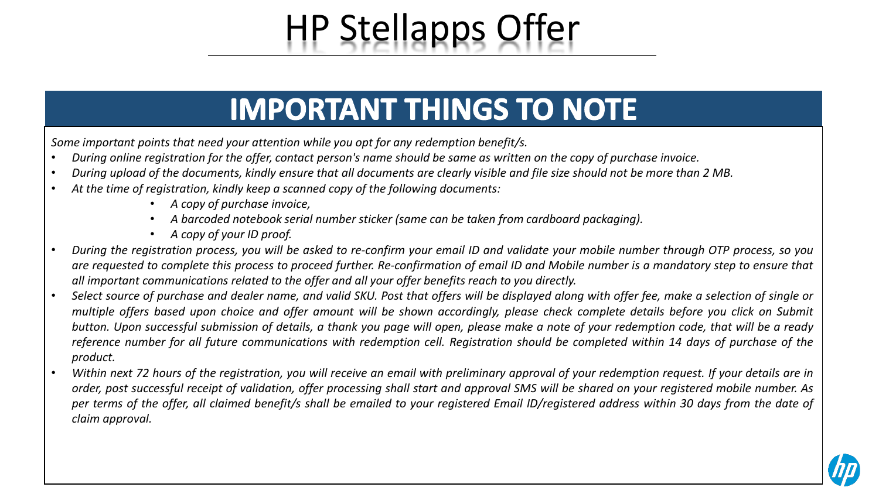# HP Stellapps Offer

## IMPORTANT THINGS TO NOTE

*Some important points that need your attention while you opt for any redemption benefit/s.*

- *During online registration for the offer, contact person's name should be same as written on the copy of purchase invoice.*
- *During upload of the documents, kindly ensure that all documents are clearly visible and file size should not be more than 2 MB.*
- *At the time of registration, kindly keep a scanned copy of the following documents:*
    - *A copy of purchase invoice,*
    - *A barcoded notebook serial number sticker (same can be taken from cardboard packaging).*
    - *A copy of your ID proof.*
- *During the registration process, you will be asked to re-confirm your email ID and validate your mobile number through OTP process, so you are requested to complete this process to proceed further. Re-confirmation of email ID and Mobile number is a mandatory step to ensure that all important communications related to the offer and all your offer benefits reach to you directly.*
- *Select source of purchase and dealer name, and valid SKU. Post that offers will be displayed along with offer fee, make a selection of single or multiple offers based upon choice and offer amount will be shown accordingly, please check complete details before you click on Submit button. Upon successful submission of details, a thank you page will open, please make a note of your redemption code, that will be a ready reference number for all future communications with redemption cell. Registration should be completed within 14 days of purchase of the product.*
- *Within next 72 hours of the registration, you will receive an email with preliminary approval of your redemption request. If your details are in order, post successful receipt of validation, offer processing shall start and approval SMS will be shared on your registered mobile number. As per terms of the offer, all claimed benefit/s shall be emailed to your registered Email ID/registered address within 30 days from the date of claim approval.*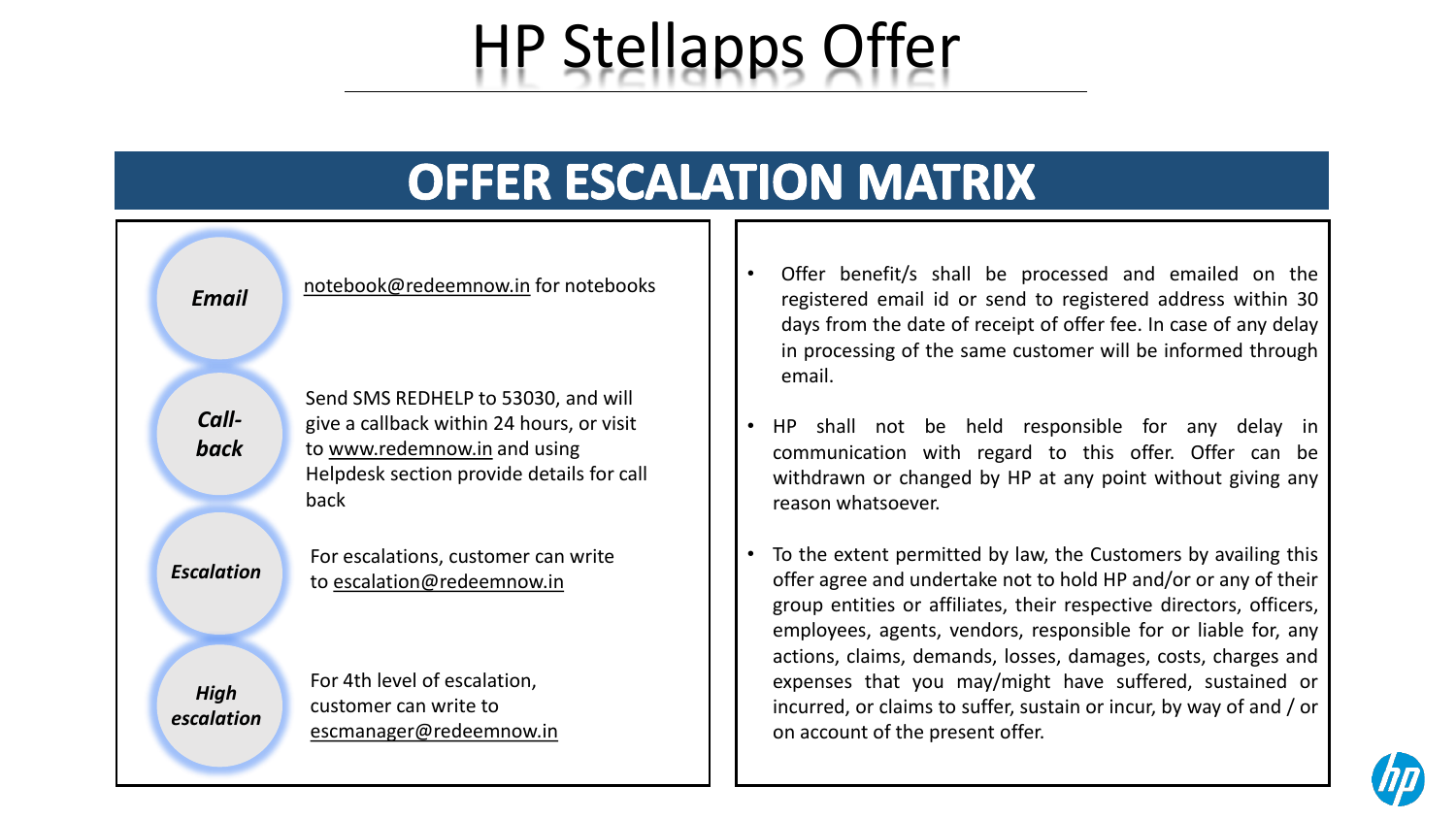# HP Stellapps Offer

## OFFER ESCALATION MATRIX

***Email***

notebook@redeemnow.in for notebooks

***Call-back***

Send SMS REDHELP to 53030, and will give a callback within 24 hours, or visit to www.redemnow.in and using Helpdesk section provide details for call back

***Escalation***

For escalations, customer can write to escalation@redeemnow.in

***High escalation***

For 4th level of escalation, customer can write to escmanager@redeemnow.in

- Offer benefit/s shall be processed and emailed on the registered email id or send to registered address within 30 days from the date of receipt of offer fee. In case of any delay in processing of the same customer will be informed through email.
- HP shall not be held responsible for any delay in communication with regard to this offer. Offer can be withdrawn or changed by HP at any point without giving any reason whatsoever.
- To the extent permitted by law, the Customers by availing this offer agree and undertake not to hold HP and/or or any of their group entities or affiliates, their respective directors, officers, employees, agents, vendors, responsible for or liable for, any actions, claims, demands, losses, damages, costs, charges and expenses that you may/might have suffered, sustained or incurred, or claims to suffer, sustain or incur, by way of and / or on account of the present offer.